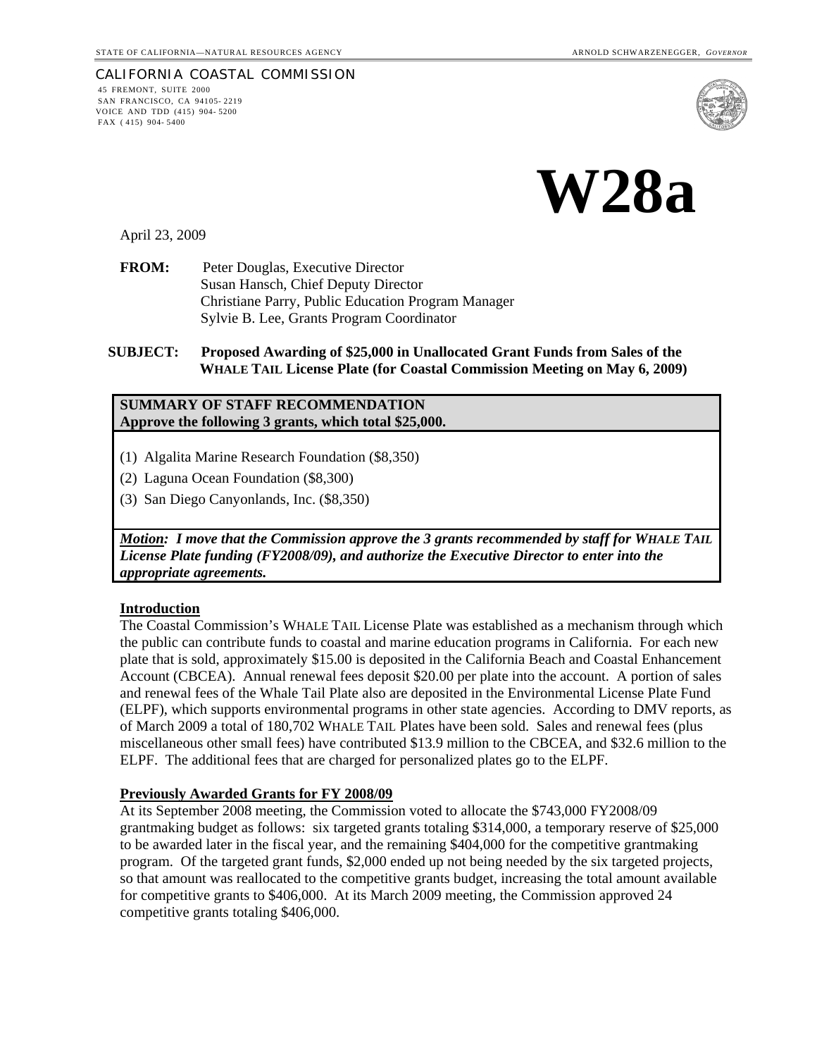STATE OF CALIFORNIA—NATURAL RESOURCES AGENCY ARNOLD SCHWARZENEGGER, *GOVERNOR*

CALIFORNIA COASTAL COMMISSION
45 FREMONT, SUITE 2000
SAN FRANCISCO, CA 94105-2219
VOICE AND TDD (415) 904-5200
FAX (415) 904-5400

# W28a

April 23, 2009

**FROM:** Peter Douglas, Executive Director
Susan Hansch, Chief Deputy Director
Christiane Parry, Public Education Program Manager
Sylvie B. Lee, Grants Program Coordinator

**SUBJECT: Proposed Awarding of $25,000 in Unallocated Grant Funds from Sales of the WHALE TAIL License Plate (for Coastal Commission Meeting on May 6, 2009)**

**SUMMARY OF STAFF RECOMMENDATION**
**Approve the following 3 grants, which total $25,000.**

(1) Algalita Marine Research Foundation ($8,350)

(2) Laguna Ocean Foundation ($8,300)

(3) San Diego Canyonlands, Inc. ($8,350)

***Motion:* *I move that the Commission approve the 3 grants recommended by staff for WHALE TAIL License Plate funding (FY2008/09), and authorize the Executive Director to enter into the appropriate agreements.***

## Introduction

The Coastal Commission's WHALE TAIL License Plate was established as a mechanism through which the public can contribute funds to coastal and marine education programs in California. For each new plate that is sold, approximately $15.00 is deposited in the California Beach and Coastal Enhancement Account (CBCEA). Annual renewal fees deposit $20.00 per plate into the account. A portion of sales and renewal fees of the Whale Tail Plate also are deposited in the Environmental License Plate Fund (ELPF), which supports environmental programs in other state agencies. According to DMV reports, as of March 2009 a total of 180,702 WHALE TAIL Plates have been sold. Sales and renewal fees (plus miscellaneous other small fees) have contributed $13.9 million to the CBCEA, and $32.6 million to the ELPF. The additional fees that are charged for personalized plates go to the ELPF.

## Previously Awarded Grants for FY 2008/09

At its September 2008 meeting, the Commission voted to allocate the $743,000 FY2008/09 grantmaking budget as follows: six targeted grants totaling $314,000, a temporary reserve of $25,000 to be awarded later in the fiscal year, and the remaining $404,000 for the competitive grantmaking program. Of the targeted grant funds, $2,000 ended up not being needed by the six targeted projects, so that amount was reallocated to the competitive grants budget, increasing the total amount available for competitive grants to $406,000. At its March 2009 meeting, the Commission approved 24 competitive grants totaling $406,000.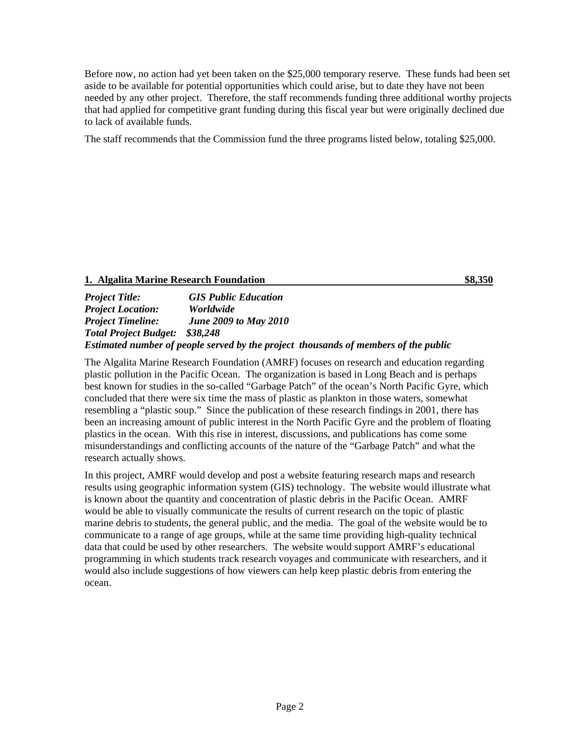Before now, no action had yet been taken on the $25,000 temporary reserve. These funds had been set aside to be available for potential opportunities which could arise, but to date they have not been needed by any other project. Therefore, the staff recommends funding three additional worthy projects that had applied for competitive grant funding during this fiscal year but were originally declined due to lack of available funds.

The staff recommends that the Commission fund the three programs listed below, totaling $25,000.

**1. Algalita Marine Research Foundation** **$8,350**

***Project Title:*** ***GIS Public Education***
***Project Location:*** ***Worldwide***
***Project Timeline:*** ***June 2009 to May 2010***
***Total Project Budget:*** ***$38,248***
***Estimated number of people served by the project thousands of members of the public***

The Algalita Marine Research Foundation (AMRF) focuses on research and education regarding plastic pollution in the Pacific Ocean. The organization is based in Long Beach and is perhaps best known for studies in the so-called "Garbage Patch" of the ocean's North Pacific Gyre, which concluded that there were six time the mass of plastic as plankton in those waters, somewhat resembling a "plastic soup." Since the publication of these research findings in 2001, there has been an increasing amount of public interest in the North Pacific Gyre and the problem of floating plastics in the ocean. With this rise in interest, discussions, and publications has come some misunderstandings and conflicting accounts of the nature of the "Garbage Patch" and what the research actually shows.

In this project, AMRF would develop and post a website featuring research maps and research results using geographic information system (GIS) technology. The website would illustrate what is known about the quantity and concentration of plastic debris in the Pacific Ocean. AMRF would be able to visually communicate the results of current research on the topic of plastic marine debris to students, the general public, and the media. The goal of the website would be to communicate to a range of age groups, while at the same time providing high-quality technical data that could be used by other researchers. The website would support AMRF's educational programming in which students track research voyages and communicate with researchers, and it would also include suggestions of how viewers can help keep plastic debris from entering the ocean.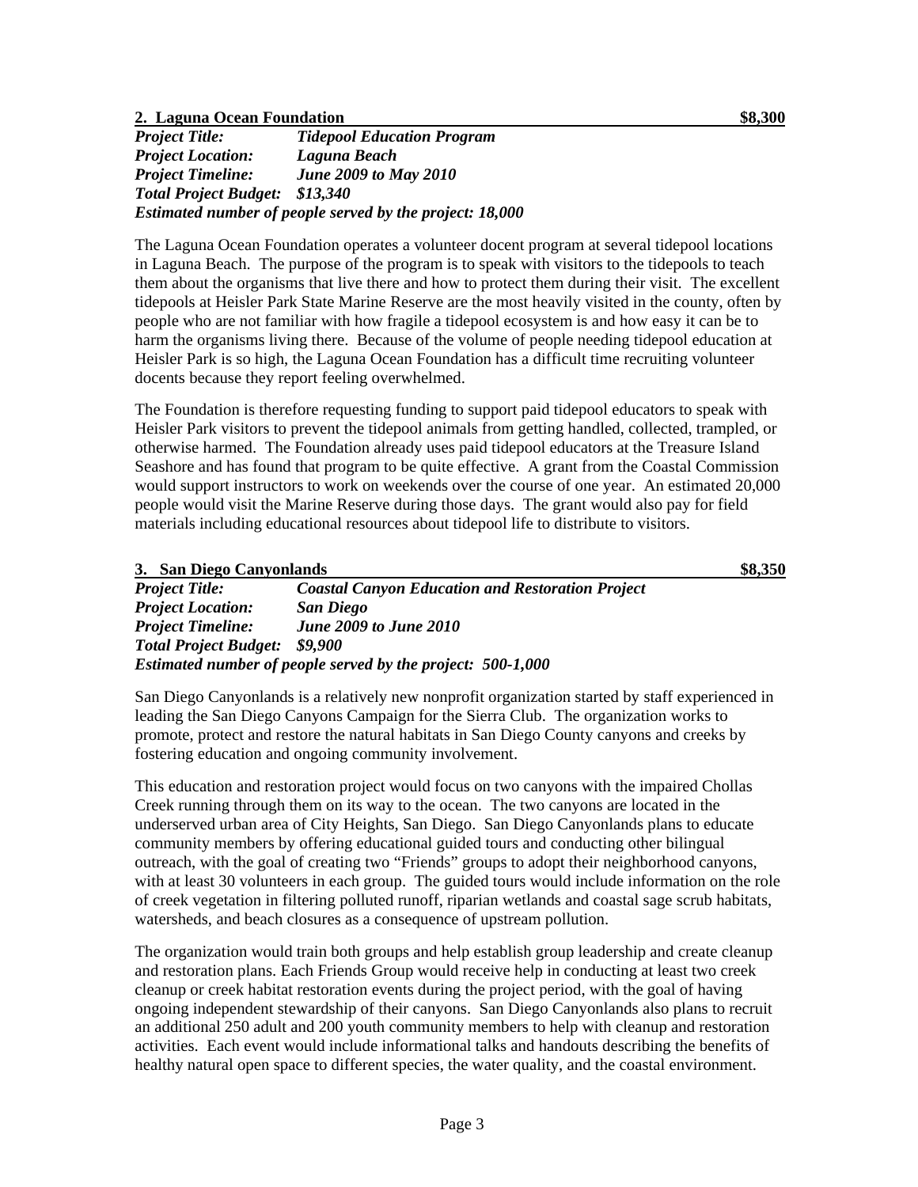**2. Laguna Ocean Foundation $8,300**

***Project Title:*** ***Tidepool Education Program***
***Project Location:*** ***Laguna Beach***
***Project Timeline:*** ***June 2009 to May 2010***
***Total Project Budget:*** ***$13,340***
***Estimated number of people served by the project: 18,000***

The Laguna Ocean Foundation operates a volunteer docent program at several tidepool locations in Laguna Beach. The purpose of the program is to speak with visitors to the tidepools to teach them about the organisms that live there and how to protect them during their visit. The excellent tidepools at Heisler Park State Marine Reserve are the most heavily visited in the county, often by people who are not familiar with how fragile a tidepool ecosystem is and how easy it can be to harm the organisms living there. Because of the volume of people needing tidepool education at Heisler Park is so high, the Laguna Ocean Foundation has a difficult time recruiting volunteer docents because they report feeling overwhelmed.

The Foundation is therefore requesting funding to support paid tidepool educators to speak with Heisler Park visitors to prevent the tidepool animals from getting handled, collected, trampled, or otherwise harmed. The Foundation already uses paid tidepool educators at the Treasure Island Seashore and has found that program to be quite effective. A grant from the Coastal Commission would support instructors to work on weekends over the course of one year. An estimated 20,000 people would visit the Marine Reserve during those days. The grant would also pay for field materials including educational resources about tidepool life to distribute to visitors.

**3. San Diego Canyonlands $8,350**

***Project Title:*** ***Coastal Canyon Education and Restoration Project***
***Project Location:*** ***San Diego***
***Project Timeline:*** ***June 2009 to June 2010***
***Total Project Budget:*** ***$9,900***
***Estimated number of people served by the project: 500-1,000***

San Diego Canyonlands is a relatively new nonprofit organization started by staff experienced in leading the San Diego Canyons Campaign for the Sierra Club. The organization works to promote, protect and restore the natural habitats in San Diego County canyons and creeks by fostering education and ongoing community involvement.

This education and restoration project would focus on two canyons with the impaired Chollas Creek running through them on its way to the ocean. The two canyons are located in the underserved urban area of City Heights, San Diego. San Diego Canyonlands plans to educate community members by offering educational guided tours and conducting other bilingual outreach, with the goal of creating two "Friends" groups to adopt their neighborhood canyons, with at least 30 volunteers in each group. The guided tours would include information on the role of creek vegetation in filtering polluted runoff, riparian wetlands and coastal sage scrub habitats, watersheds, and beach closures as a consequence of upstream pollution.

The organization would train both groups and help establish group leadership and create cleanup and restoration plans. Each Friends Group would receive help in conducting at least two creek cleanup or creek habitat restoration events during the project period, with the goal of having ongoing independent stewardship of their canyons. San Diego Canyonlands also plans to recruit an additional 250 adult and 200 youth community members to help with cleanup and restoration activities. Each event would include informational talks and handouts describing the benefits of healthy natural open space to different species, the water quality, and the coastal environment.